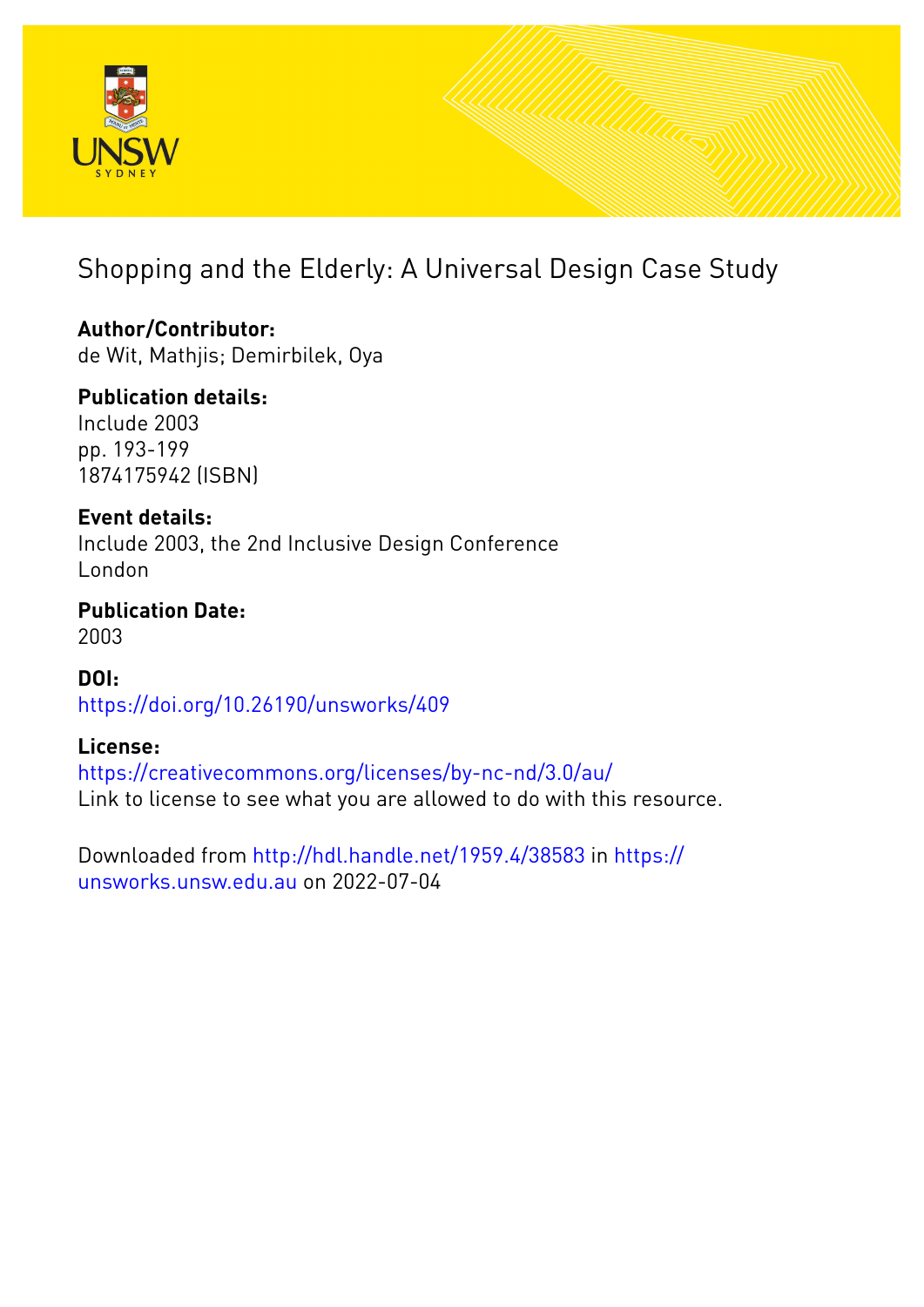# Shopping and the Elderly: A Universal Design Case Study

**Author/Contributor:**
de Wit, Mathjis; Demirbilek, Oya

**Publication details:**
Include 2003
pp. 193-199
1874175942 (ISBN)

**Event details:**
Include 2003, the 2nd Inclusive Design Conference
London

**Publication Date:**
2003

**DOI:**
https://doi.org/10.26190/unsworks/409

**License:**
https://creativecommons.org/licenses/by-nc-nd/3.0/au/
Link to license to see what you are allowed to do with this resource.

Downloaded from http://hdl.handle.net/1959.4/38583 in https://unsworks.unsw.edu.au on 2022-07-04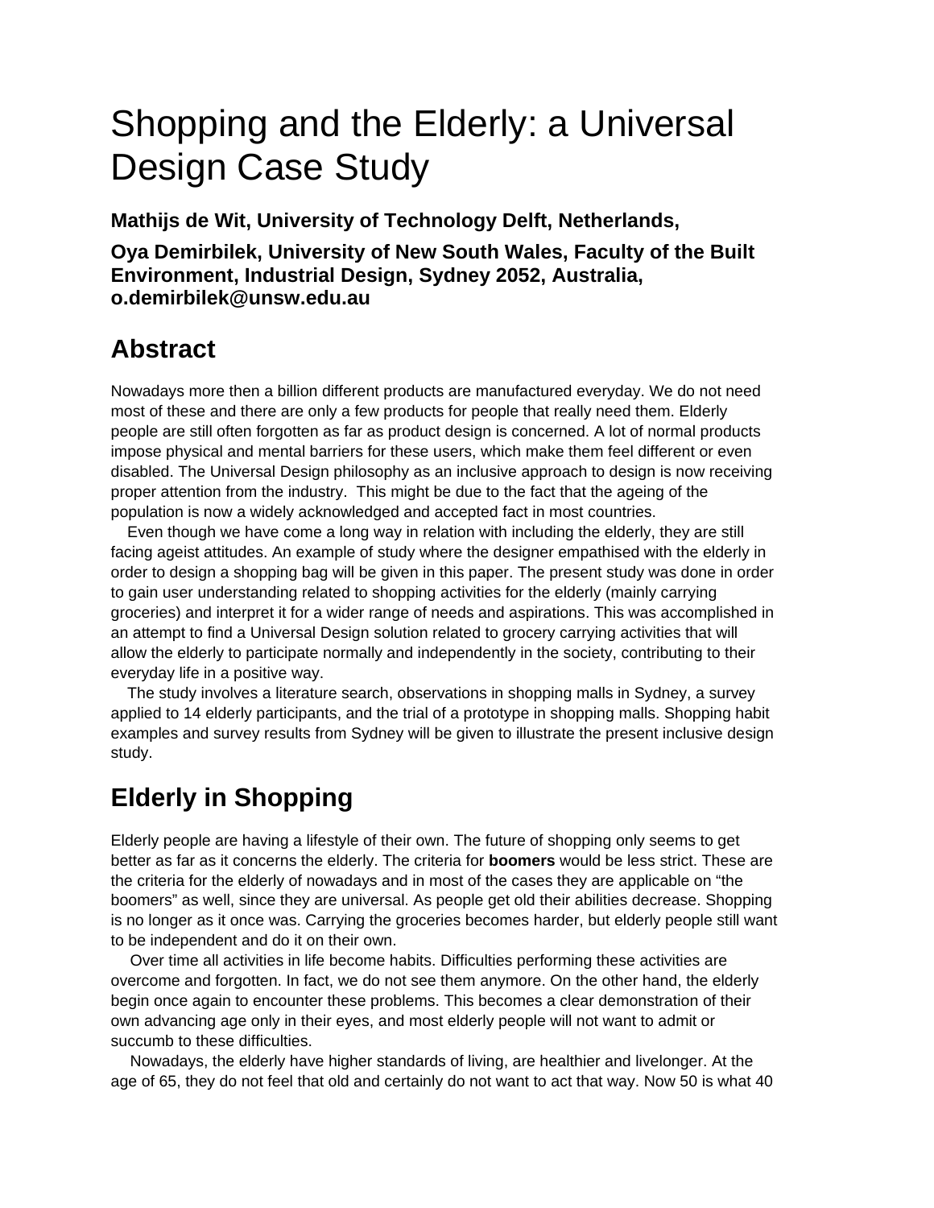# Shopping and the Elderly: a Universal Design Case Study

**Mathijs de Wit, University of Technology Delft, Netherlands,**

**Oya Demirbilek, University of New South Wales, Faculty of the Built Environment, Industrial Design, Sydney 2052, Australia, o.demirbilek@unsw.edu.au**

## Abstract

Nowadays more then a billion different products are manufactured everyday. We do not need most of these and there are only a few products for people that really need them. Elderly people are still often forgotten as far as product design is concerned. A lot of normal products impose physical and mental barriers for these users, which make them feel different or even disabled. The Universal Design philosophy as an inclusive approach to design is now receiving proper attention from the industry. This might be due to the fact that the ageing of the population is now a widely acknowledged and accepted fact in most countries.

Even though we have come a long way in relation with including the elderly, they are still facing ageist attitudes. An example of study where the designer empathised with the elderly in order to design a shopping bag will be given in this paper. The present study was done in order to gain user understanding related to shopping activities for the elderly (mainly carrying groceries) and interpret it for a wider range of needs and aspirations. This was accomplished in an attempt to find a Universal Design solution related to grocery carrying activities that will allow the elderly to participate normally and independently in the society, contributing to their everyday life in a positive way.

The study involves a literature search, observations in shopping malls in Sydney, a survey applied to 14 elderly participants, and the trial of a prototype in shopping malls. Shopping habit examples and survey results from Sydney will be given to illustrate the present inclusive design study.

## Elderly in Shopping

Elderly people are having a lifestyle of their own. The future of shopping only seems to get better as far as it concerns the elderly. The criteria for **boomers** would be less strict. These are the criteria for the elderly of nowadays and in most of the cases they are applicable on "the boomers" as well, since they are universal. As people get old their abilities decrease. Shopping is no longer as it once was. Carrying the groceries becomes harder, but elderly people still want to be independent and do it on their own.

Over time all activities in life become habits. Difficulties performing these activities are overcome and forgotten. In fact, we do not see them anymore. On the other hand, the elderly begin once again to encounter these problems. This becomes a clear demonstration of their own advancing age only in their eyes, and most elderly people will not want to admit or succumb to these difficulties.

Nowadays, the elderly have higher standards of living, are healthier and livelonger. At the age of 65, they do not feel that old and certainly do not want to act that way. Now 50 is what 40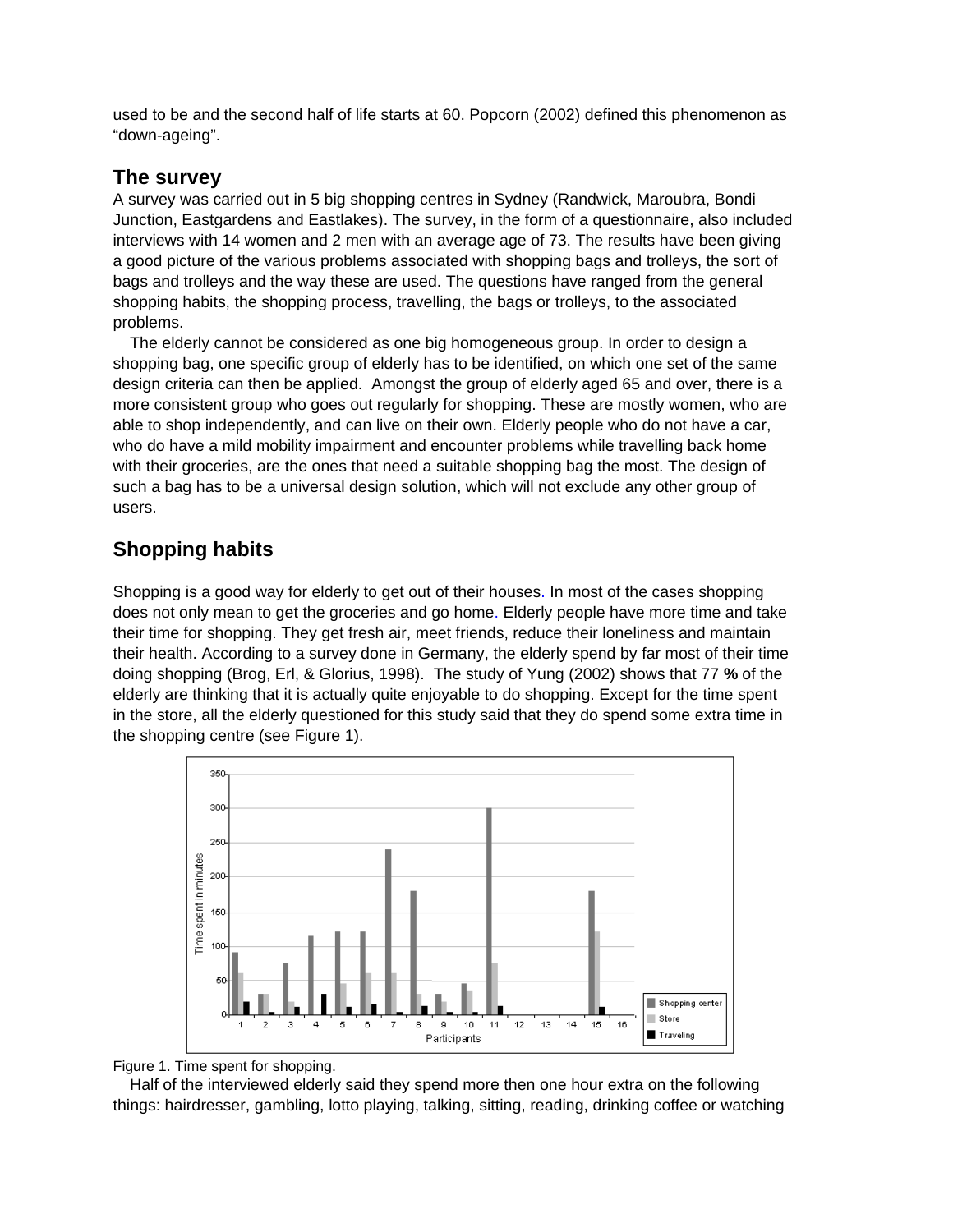used to be and the second half of life starts at 60. Popcorn (2002) defined this phenomenon as “down-ageing”.

## The survey

A survey was carried out in 5 big shopping centres in Sydney (Randwick, Maroubra, Bondi Junction, Eastgardens and Eastlakes). The survey, in the form of a questionnaire, also included interviews with 14 women and 2 men with an average age of 73. The results have been giving a good picture of the various problems associated with shopping bags and trolleys, the sort of bags and trolleys and the way these are used. The questions have ranged from the general shopping habits, the shopping process, travelling, the bags or trolleys, to the associated problems.

The elderly cannot be considered as one big homogeneous group. In order to design a shopping bag, one specific group of elderly has to be identified, on which one set of the same design criteria can then be applied. Amongst the group of elderly aged 65 and over, there is a more consistent group who goes out regularly for shopping. These are mostly women, who are able to shop independently, and can live on their own. Elderly people who do not have a car, who do have a mild mobility impairment and encounter problems while travelling back home with their groceries, are the ones that need a suitable shopping bag the most. The design of such a bag has to be a universal design solution, which will not exclude any other group of users.

## Shopping habits

Shopping is a good way for elderly to get out of their houses. In most of the cases shopping does not only mean to get the groceries and go home. Elderly people have more time and take their time for shopping. They get fresh air, meet friends, reduce their loneliness and maintain their health. According to a survey done in Germany, the elderly spend by far most of their time doing shopping (Brog, Erl, & Glorius, 1998). The study of Yung (2002) shows that 77 **%** of the elderly are thinking that it is actually quite enjoyable to do shopping. Except for the time spent in the store, all the elderly questioned for this study said that they do spend some extra time in the shopping centre (see Figure 1).

Figure 1. Time spent for shopping.

Half of the interviewed elderly said they spend more then one hour extra on the following things: hairdresser, gambling, lotto playing, talking, sitting, reading, drinking coffee or watching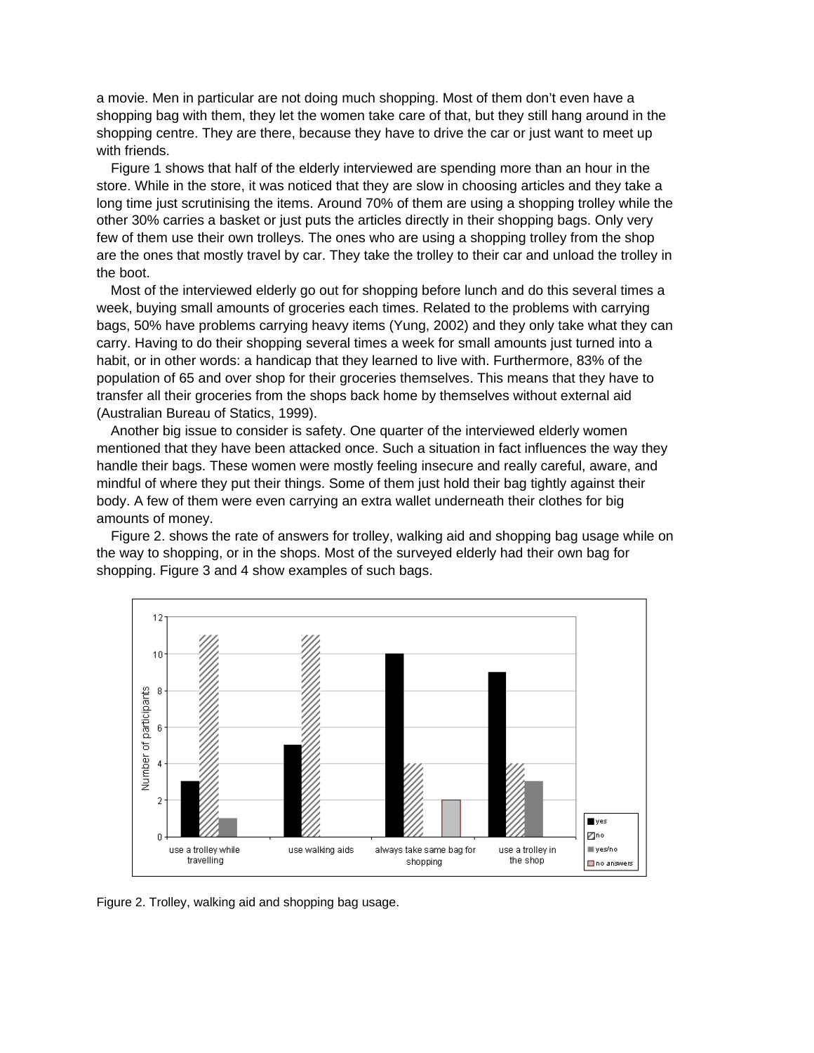a movie. Men in particular are not doing much shopping. Most of them don't even have a shopping bag with them, they let the women take care of that, but they still hang around in the shopping centre. They are there, because they have to drive the car or just want to meet up with friends.

Figure 1 shows that half of the elderly interviewed are spending more than an hour in the store. While in the store, it was noticed that they are slow in choosing articles and they take a long time just scrutinising the items. Around 70% of them are using a shopping trolley while the other 30% carries a basket or just puts the articles directly in their shopping bags. Only very few of them use their own trolleys. The ones who are using a shopping trolley from the shop are the ones that mostly travel by car. They take the trolley to their car and unload the trolley in the boot.

Most of the interviewed elderly go out for shopping before lunch and do this several times a week, buying small amounts of groceries each times. Related to the problems with carrying bags, 50% have problems carrying heavy items (Yung, 2002) and they only take what they can carry. Having to do their shopping several times a week for small amounts just turned into a habit, or in other words: a handicap that they learned to live with. Furthermore, 83% of the population of 65 and over shop for their groceries themselves. This means that they have to transfer all their groceries from the shops back home by themselves without external aid (Australian Bureau of Statics, 1999).

Another big issue to consider is safety. One quarter of the interviewed elderly women mentioned that they have been attacked once. Such a situation in fact influences the way they handle their bags. These women were mostly feeling insecure and really careful, aware, and mindful of where they put their things. Some of them just hold their bag tightly against their body. A few of them were even carrying an extra wallet underneath their clothes for big amounts of money.

Figure 2. shows the rate of answers for trolley, walking aid and shopping bag usage while on the way to shopping, or in the shops. Most of the surveyed elderly had their own bag for shopping. Figure 3 and 4 show examples of such bags.

| | yes | no | yes/no | no answers |
|---|---|---|---|---|
| use a trolley while travelling | 3 | 11 | 1 | |
| use walking aids | 5 | 11 | | |
| always take same bag for shopping | 10 | 4 | | 2 |
| use a trolley in the shop | 9 | 4 | 3 | |

Figure 2. Trolley, walking aid and shopping bag usage.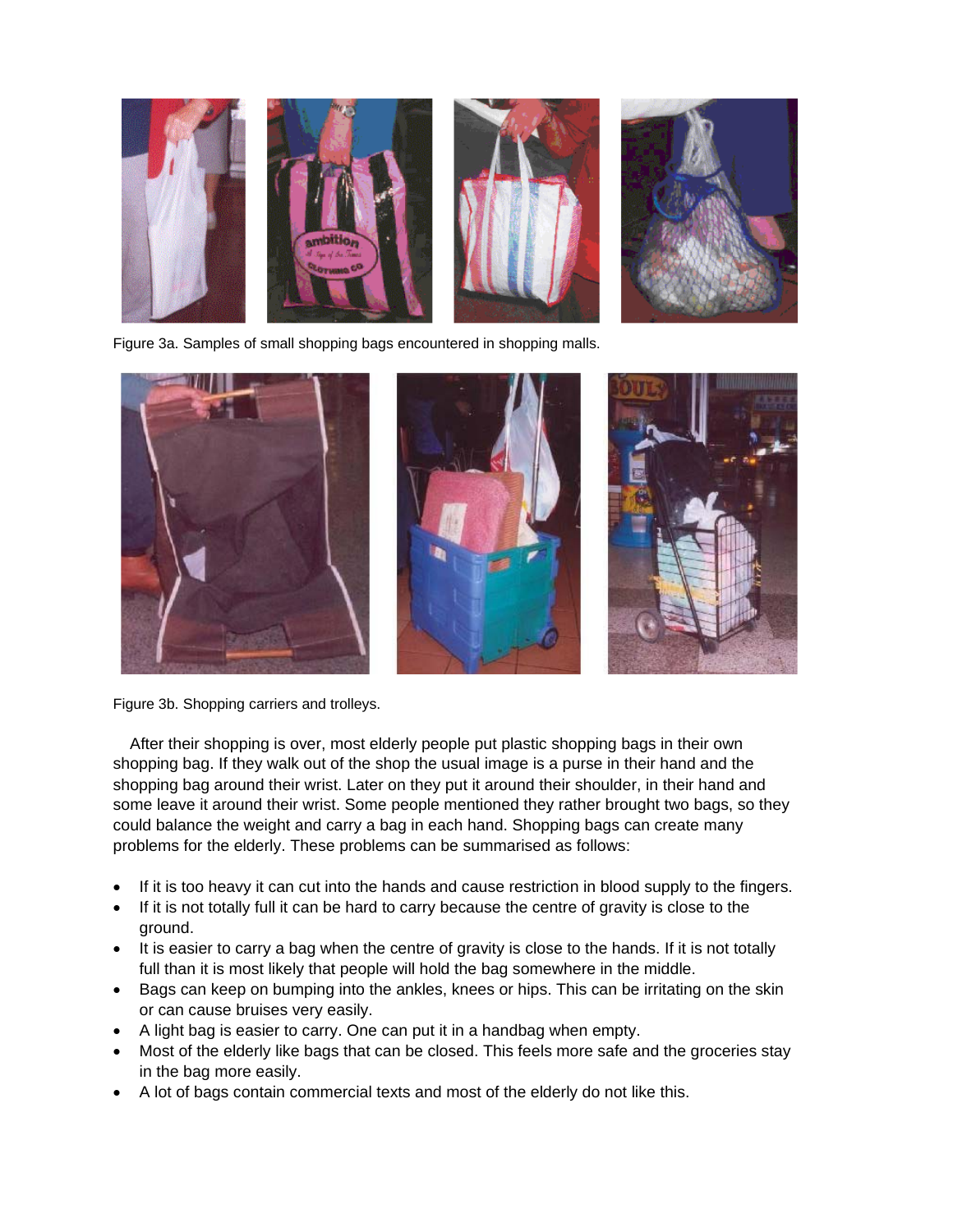Figure 3a. Samples of small shopping bags encountered in shopping malls.

Figure 3b. Shopping carriers and trolleys.

After their shopping is over, most elderly people put plastic shopping bags in their own shopping bag. If they walk out of the shop the usual image is a purse in their hand and the shopping bag around their wrist. Later on they put it around their shoulder, in their hand and some leave it around their wrist. Some people mentioned they rather brought two bags, so they could balance the weight and carry a bag in each hand. Shopping bags can create many problems for the elderly. These problems can be summarised as follows:

- If it is too heavy it can cut into the hands and cause restriction in blood supply to the fingers.
- If it is not totally full it can be hard to carry because the centre of gravity is close to the ground.
- It is easier to carry a bag when the centre of gravity is close to the hands. If it is not totally full than it is most likely that people will hold the bag somewhere in the middle.
- Bags can keep on bumping into the ankles, knees or hips. This can be irritating on the skin or can cause bruises very easily.
- A light bag is easier to carry. One can put it in a handbag when empty.
- Most of the elderly like bags that can be closed. This feels more safe and the groceries stay in the bag more easily.
- A lot of bags contain commercial texts and most of the elderly do not like this.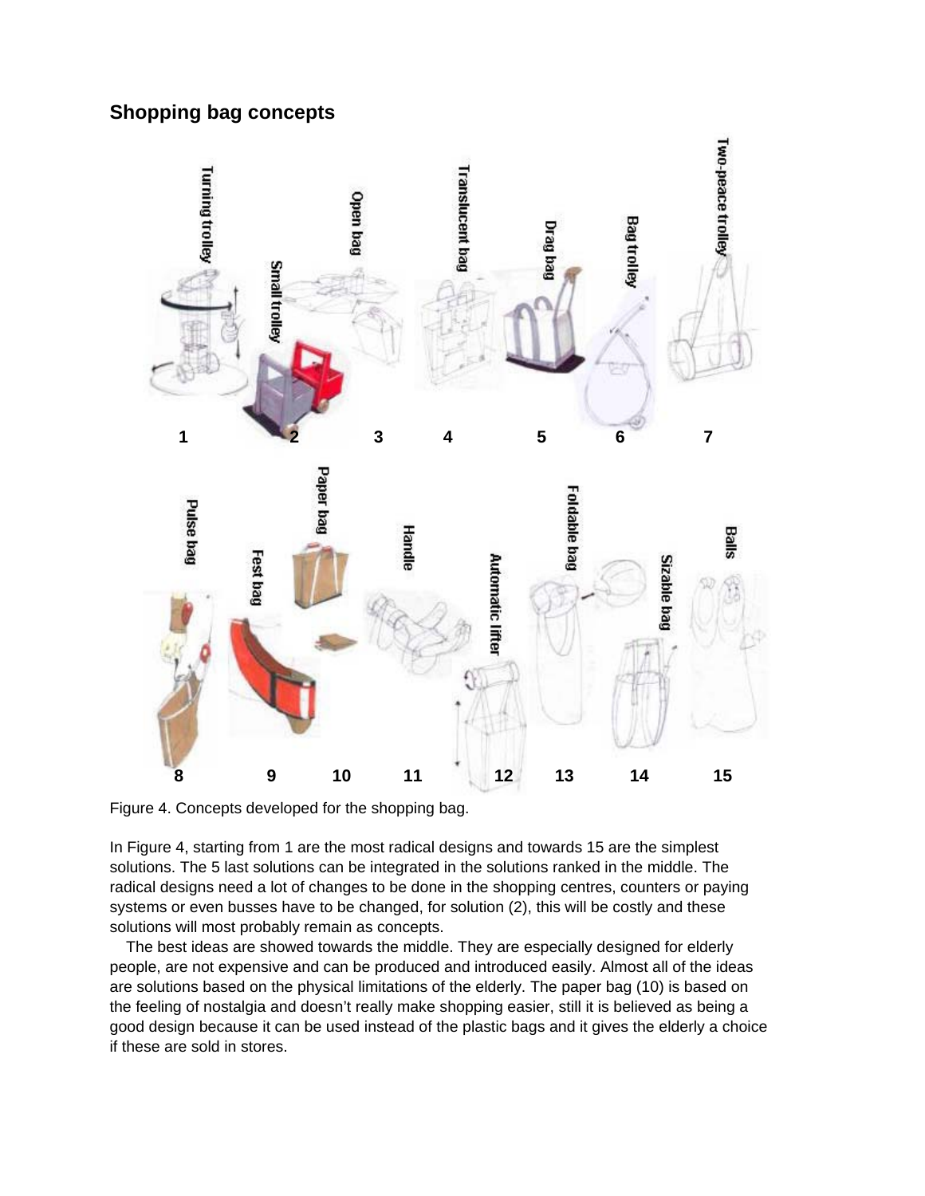## Shopping bag concepts

Figure 4. Concepts developed for the shopping bag.

In Figure 4, starting from 1 are the most radical designs and towards 15 are the simplest solutions. The 5 last solutions can be integrated in the solutions ranked in the middle. The radical designs need a lot of changes to be done in the shopping centres, counters or paying systems or even busses have to be changed, for solution (2), this will be costly and these solutions will most probably remain as concepts.

The best ideas are showed towards the middle. They are especially designed for elderly people, are not expensive and can be produced and introduced easily. Almost all of the ideas are solutions based on the physical limitations of the elderly. The paper bag (10) is based on the feeling of nostalgia and doesn't really make shopping easier, still it is believed as being a good design because it can be used instead of the plastic bags and it gives the elderly a choice if these are sold in stores.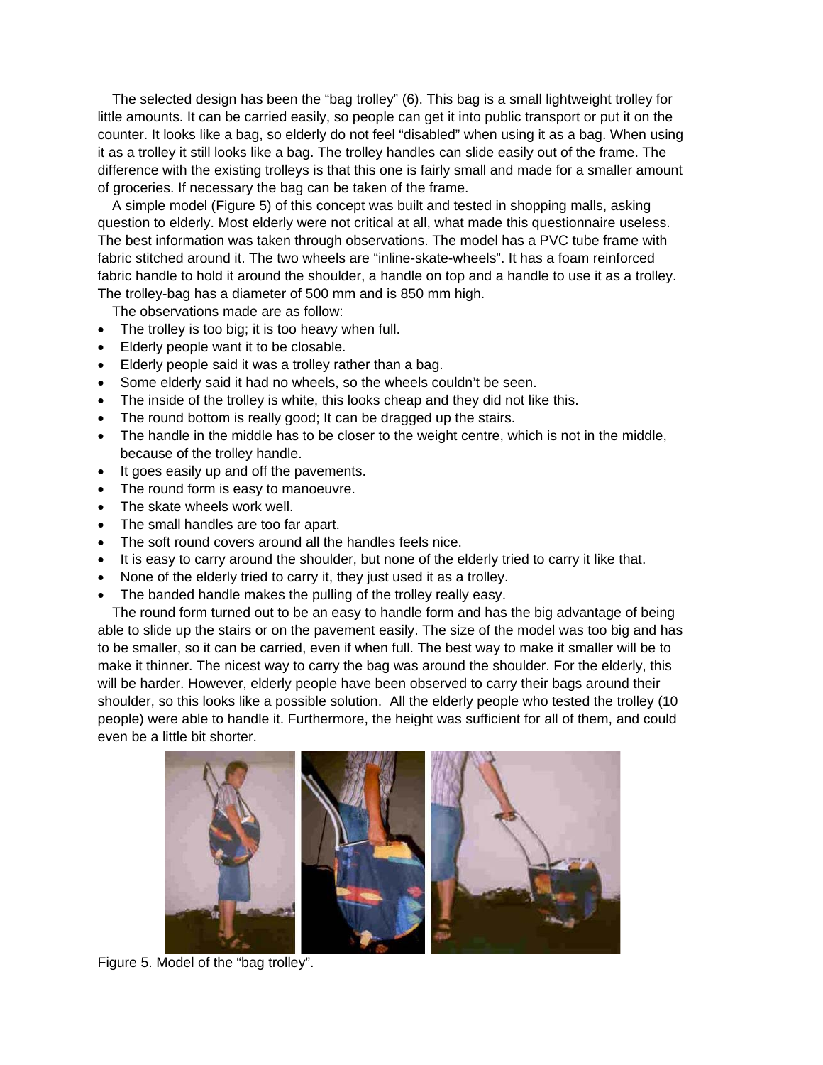The selected design has been the "bag trolley" (6). This bag is a small lightweight trolley for little amounts. It can be carried easily, so people can get it into public transport or put it on the counter. It looks like a bag, so elderly do not feel "disabled" when using it as a bag. When using it as a trolley it still looks like a bag. The trolley handles can slide easily out of the frame. The difference with the existing trolleys is that this one is fairly small and made for a smaller amount of groceries. If necessary the bag can be taken of the frame.

A simple model (Figure 5) of this concept was built and tested in shopping malls, asking question to elderly. Most elderly were not critical at all, what made this questionnaire useless. The best information was taken through observations. The model has a PVC tube frame with fabric stitched around it. The two wheels are "inline-skate-wheels". It has a foam reinforced fabric handle to hold it around the shoulder, a handle on top and a handle to use it as a trolley. The trolley-bag has a diameter of 500 mm and is 850 mm high.

The observations made are as follow:

- The trolley is too big; it is too heavy when full.
- Elderly people want it to be closable.
- Elderly people said it was a trolley rather than a bag.
- Some elderly said it had no wheels, so the wheels couldn't be seen.
- The inside of the trolley is white, this looks cheap and they did not like this.
- The round bottom is really good; It can be dragged up the stairs.
- The handle in the middle has to be closer to the weight centre, which is not in the middle, because of the trolley handle.
- It goes easily up and off the pavements.
- The round form is easy to manoeuvre.
- The skate wheels work well.
- The small handles are too far apart.
- The soft round covers around all the handles feels nice.
- It is easy to carry around the shoulder, but none of the elderly tried to carry it like that.
- None of the elderly tried to carry it, they just used it as a trolley.
- The banded handle makes the pulling of the trolley really easy.

The round form turned out to be an easy to handle form and has the big advantage of being able to slide up the stairs or on the pavement easily. The size of the model was too big and has to be smaller, so it can be carried, even if when full. The best way to make it smaller will be to make it thinner. The nicest way to carry the bag was around the shoulder. For the elderly, this will be harder. However, elderly people have been observed to carry their bags around their shoulder, so this looks like a possible solution. All the elderly people who tested the trolley (10 people) were able to handle it. Furthermore, the height was sufficient for all of them, and could even be a little bit shorter.

Figure 5. Model of the "bag trolley".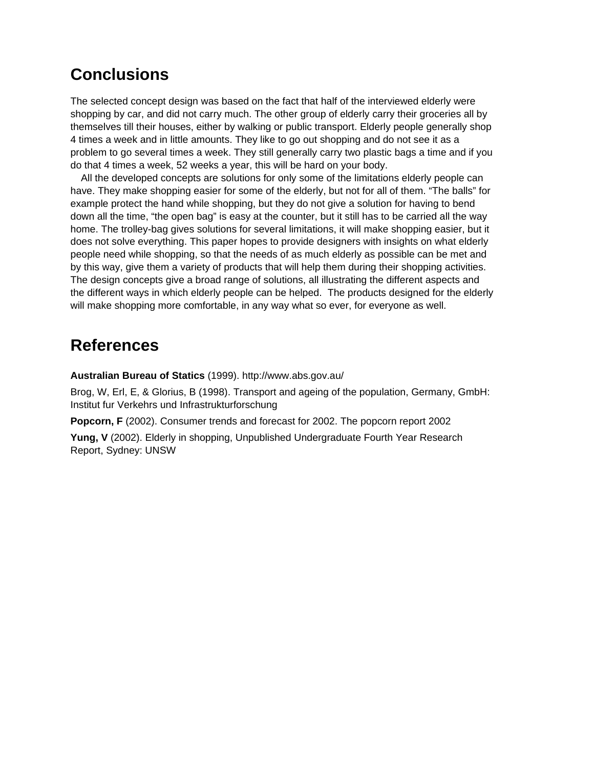## Conclusions

The selected concept design was based on the fact that half of the interviewed elderly were shopping by car, and did not carry much. The other group of elderly carry their groceries all by themselves till their houses, either by walking or public transport. Elderly people generally shop 4 times a week and in little amounts. They like to go out shopping and do not see it as a problem to go several times a week. They still generally carry two plastic bags a time and if you do that 4 times a week, 52 weeks a year, this will be hard on your body.

All the developed concepts are solutions for only some of the limitations elderly people can have. They make shopping easier for some of the elderly, but not for all of them. "The balls" for example protect the hand while shopping, but they do not give a solution for having to bend down all the time, "the open bag" is easy at the counter, but it still has to be carried all the way home. The trolley-bag gives solutions for several limitations, it will make shopping easier, but it does not solve everything. This paper hopes to provide designers with insights on what elderly people need while shopping, so that the needs of as much elderly as possible can be met and by this way, give them a variety of products that will help them during their shopping activities. The design concepts give a broad range of solutions, all illustrating the different aspects and the different ways in which elderly people can be helped. The products designed for the elderly will make shopping more comfortable, in any way what so ever, for everyone as well.

## References

**Australian Bureau of Statics** (1999). http://www.abs.gov.au/

Brog, W, Erl, E, & Glorius, B (1998). Transport and ageing of the population, Germany, GmbH: Institut fur Verkehrs und Infrastrukturforschung

**Popcorn, F** (2002). Consumer trends and forecast for 2002. The popcorn report 2002

**Yung, V** (2002). Elderly in shopping, Unpublished Undergraduate Fourth Year Research Report, Sydney: UNSW